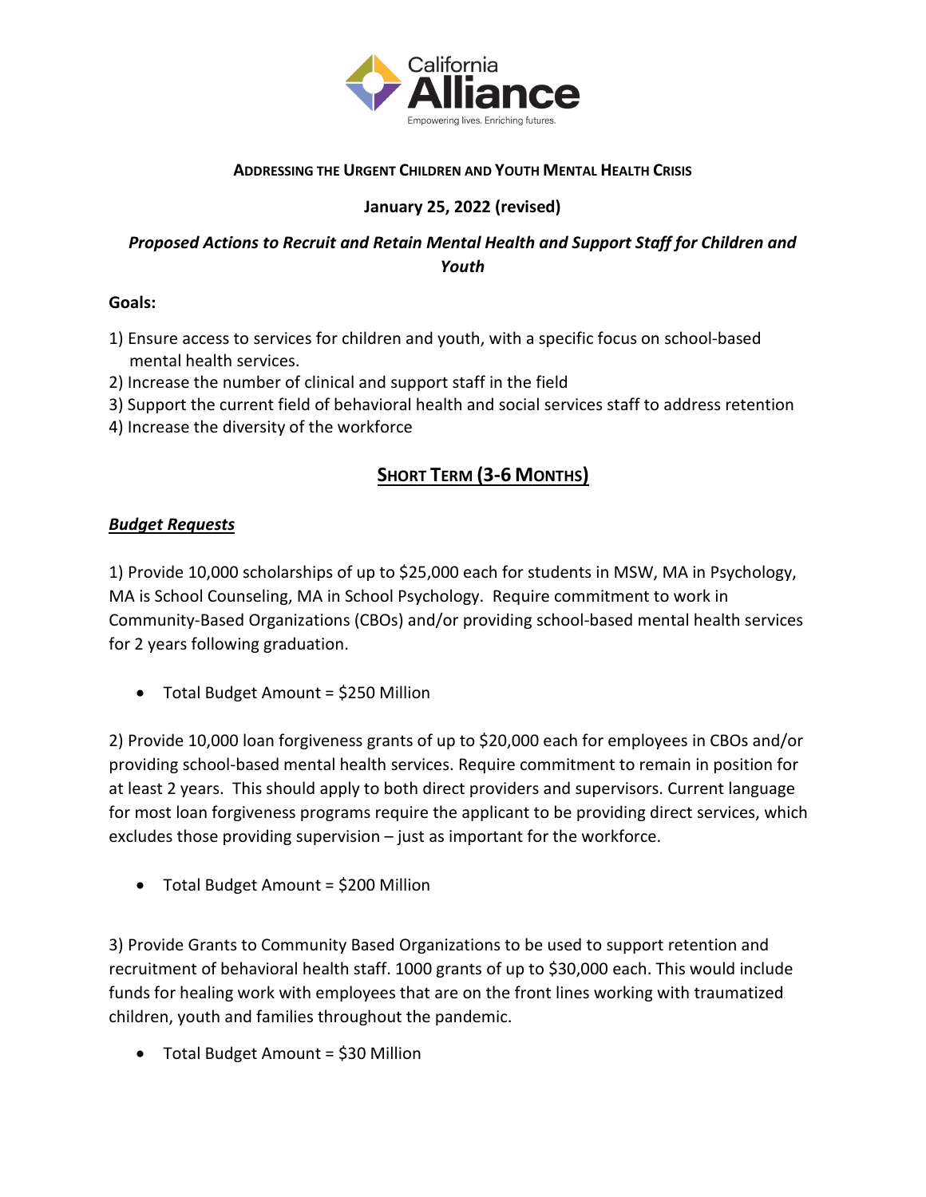California Alliance

Empowering lives. Enriching futures.

## Addressing the Urgent Children and Youth Mental Health Crisis

**January 25, 2022 (revised)**

***Proposed Actions to Recruit and Retain Mental Health and Support Staff for Children and Youth***

**Goals:**

1) Ensure access to services for children and youth, with a specific focus on school-based mental health services.
2) Increase the number of clinical and support staff in the field
3) Support the current field of behavioral health and social services staff to address retention
4) Increase the diversity of the workforce

## Short Term (3-6 Months)

### ***Budget Requests***

1) Provide 10,000 scholarships of up to $25,000 each for students in MSW, MA in Psychology, MA is School Counseling, MA in School Psychology. Require commitment to work in Community-Based Organizations (CBOs) and/or providing school-based mental health services for 2 years following graduation.

- Total Budget Amount = $250 Million

2) Provide 10,000 loan forgiveness grants of up to $20,000 each for employees in CBOs and/or providing school-based mental health services. Require commitment to remain in position for at least 2 years. This should apply to both direct providers and supervisors. Current language for most loan forgiveness programs require the applicant to be providing direct services, which excludes those providing supervision – just as important for the workforce.

- Total Budget Amount = $200 Million

3) Provide Grants to Community Based Organizations to be used to support retention and recruitment of behavioral health staff. 1000 grants of up to $30,000 each. This would include funds for healing work with employees that are on the front lines working with traumatized children, youth and families throughout the pandemic.

- Total Budget Amount = $30 Million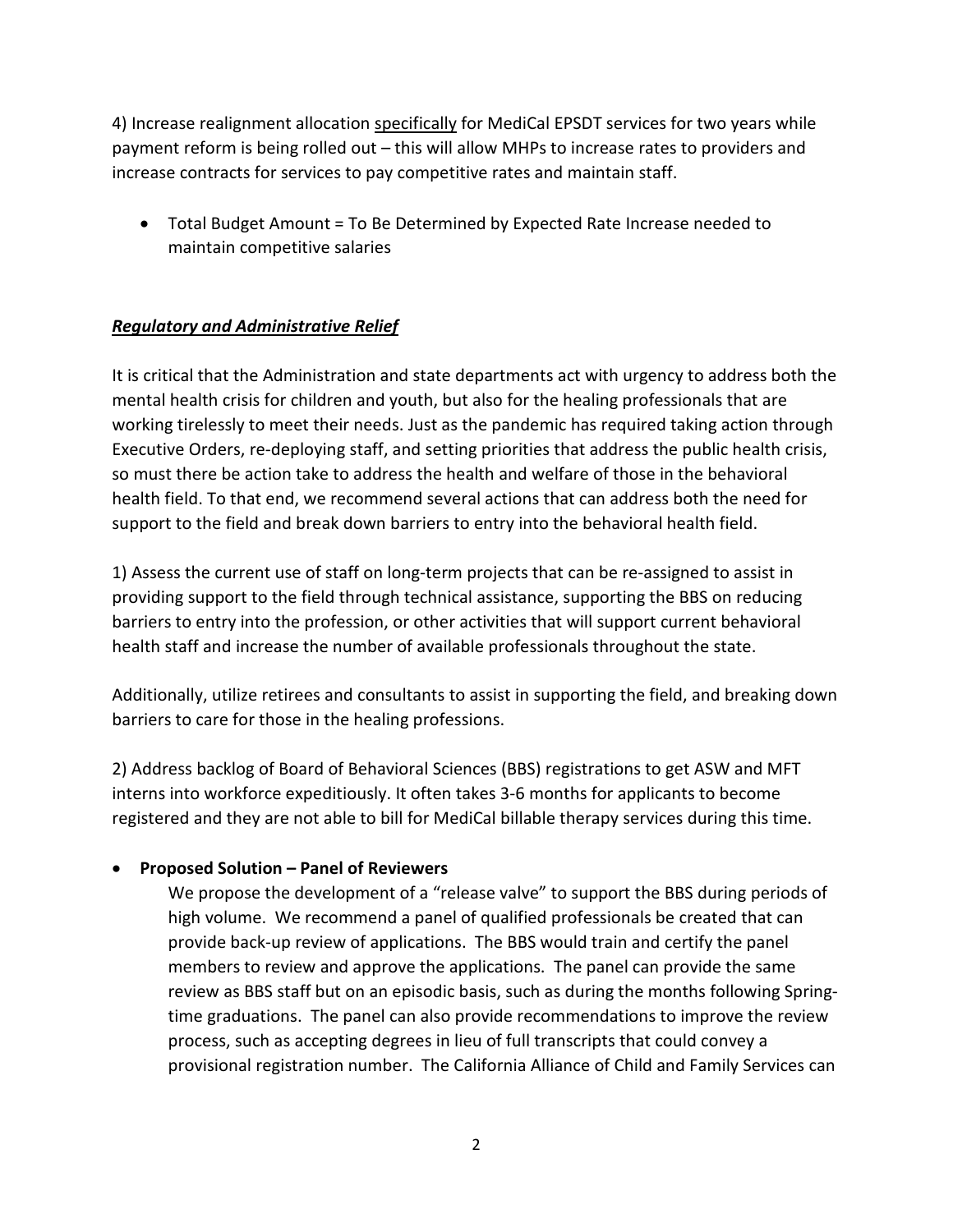4) Increase realignment allocation <u>specifically</u> for MediCal EPSDT services for two years while payment reform is being rolled out – this will allow MHPs to increase rates to providers and increase contracts for services to pay competitive rates and maintain staff.

- Total Budget Amount = To Be Determined by Expected Rate Increase needed to maintain competitive salaries

***<u>Regulatory and Administrative Relief</u>***

It is critical that the Administration and state departments act with urgency to address both the mental health crisis for children and youth, but also for the healing professionals that are working tirelessly to meet their needs. Just as the pandemic has required taking action through Executive Orders, re-deploying staff, and setting priorities that address the public health crisis, so must there be action take to address the health and welfare of those in the behavioral health field. To that end, we recommend several actions that can address both the need for support to the field and break down barriers to entry into the behavioral health field.

1) Assess the current use of staff on long-term projects that can be re-assigned to assist in providing support to the field through technical assistance, supporting the BBS on reducing barriers to entry into the profession, or other activities that will support current behavioral health staff and increase the number of available professionals throughout the state.

Additionally, utilize retirees and consultants to assist in supporting the field, and breaking down barriers to care for those in the healing professions.

2) Address backlog of Board of Behavioral Sciences (BBS) registrations to get ASW and MFT interns into workforce expeditiously. It often takes 3-6 months for applicants to become registered and they are not able to bill for MediCal billable therapy services during this time.

- **Proposed Solution – Panel of Reviewers**

  We propose the development of a "release valve" to support the BBS during periods of high volume. We recommend a panel of qualified professionals be created that can provide back-up review of applications. The BBS would train and certify the panel members to review and approve the applications. The panel can provide the same review as BBS staff but on an episodic basis, such as during the months following Spring-time graduations. The panel can also provide recommendations to improve the review process, such as accepting degrees in lieu of full transcripts that could convey a provisional registration number. The California Alliance of Child and Family Services can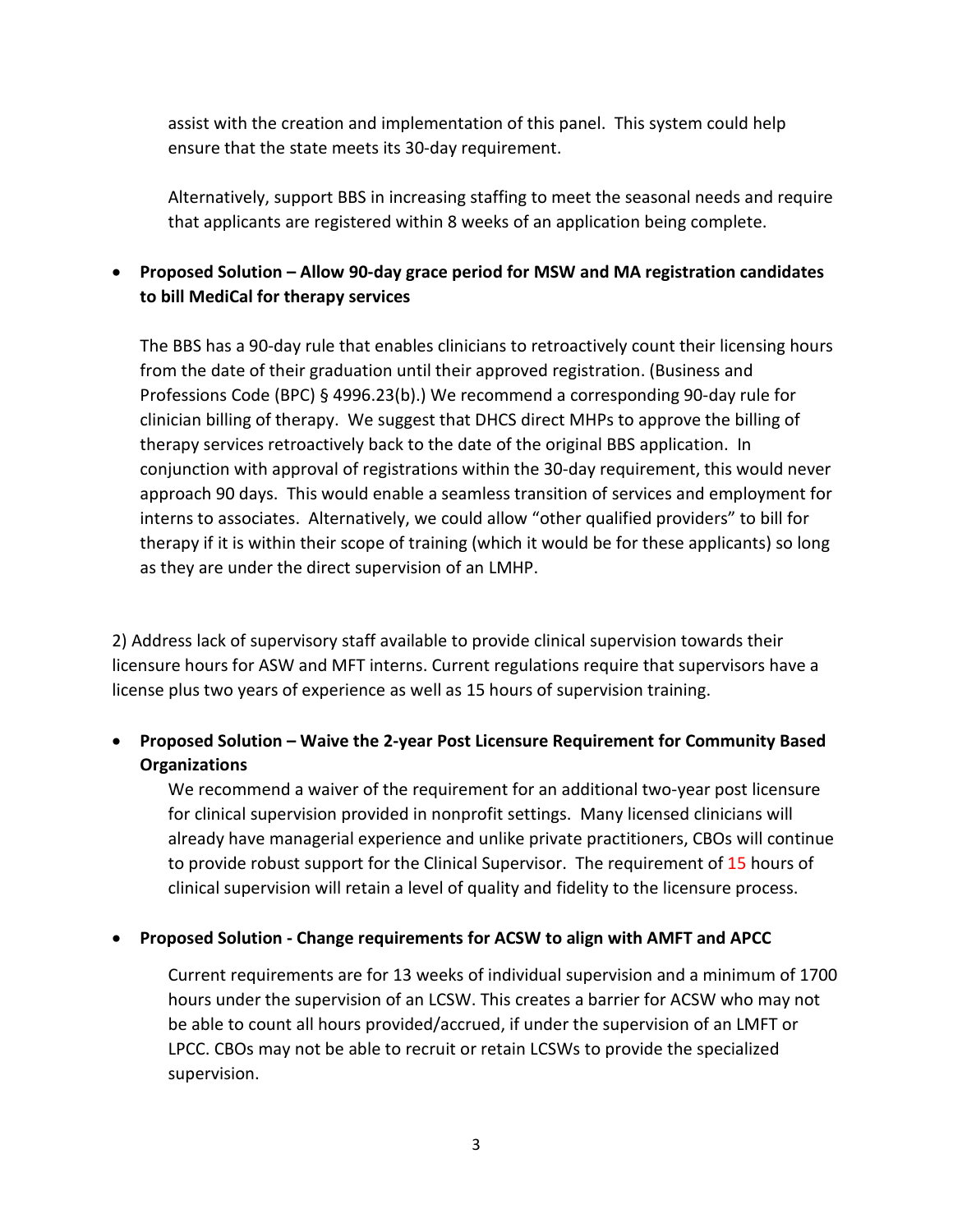assist with the creation and implementation of this panel. This system could help ensure that the state meets its 30-day requirement.

Alternatively, support BBS in increasing staffing to meet the seasonal needs and require that applicants are registered within 8 weeks of an application being complete.

- **Proposed Solution – Allow 90-day grace period for MSW and MA registration candidates to bill MediCal for therapy services**

  The BBS has a 90-day rule that enables clinicians to retroactively count their licensing hours from the date of their graduation until their approved registration. (Business and Professions Code (BPC) § 4996.23(b).) We recommend a corresponding 90-day rule for clinician billing of therapy. We suggest that DHCS direct MHPs to approve the billing of therapy services retroactively back to the date of the original BBS application. In conjunction with approval of registrations within the 30-day requirement, this would never approach 90 days. This would enable a seamless transition of services and employment for interns to associates. Alternatively, we could allow "other qualified providers" to bill for therapy if it is within their scope of training (which it would be for these applicants) so long as they are under the direct supervision of an LMHP.

2) Address lack of supervisory staff available to provide clinical supervision towards their licensure hours for ASW and MFT interns. Current regulations require that supervisors have a license plus two years of experience as well as 15 hours of supervision training.

- **Proposed Solution – Waive the 2-year Post Licensure Requirement for Community Based Organizations**

  We recommend a waiver of the requirement for an additional two-year post licensure for clinical supervision provided in nonprofit settings. Many licensed clinicians will already have managerial experience and unlike private practitioners, CBOs will continue to provide robust support for the Clinical Supervisor. The requirement of 15 hours of clinical supervision will retain a level of quality and fidelity to the licensure process.

- **Proposed Solution - Change requirements for ACSW to align with AMFT and APCC**

  Current requirements are for 13 weeks of individual supervision and a minimum of 1700 hours under the supervision of an LCSW. This creates a barrier for ACSW who may not be able to count all hours provided/accrued, if under the supervision of an LMFT or LPCC. CBOs may not be able to recruit or retain LCSWs to provide the specialized supervision.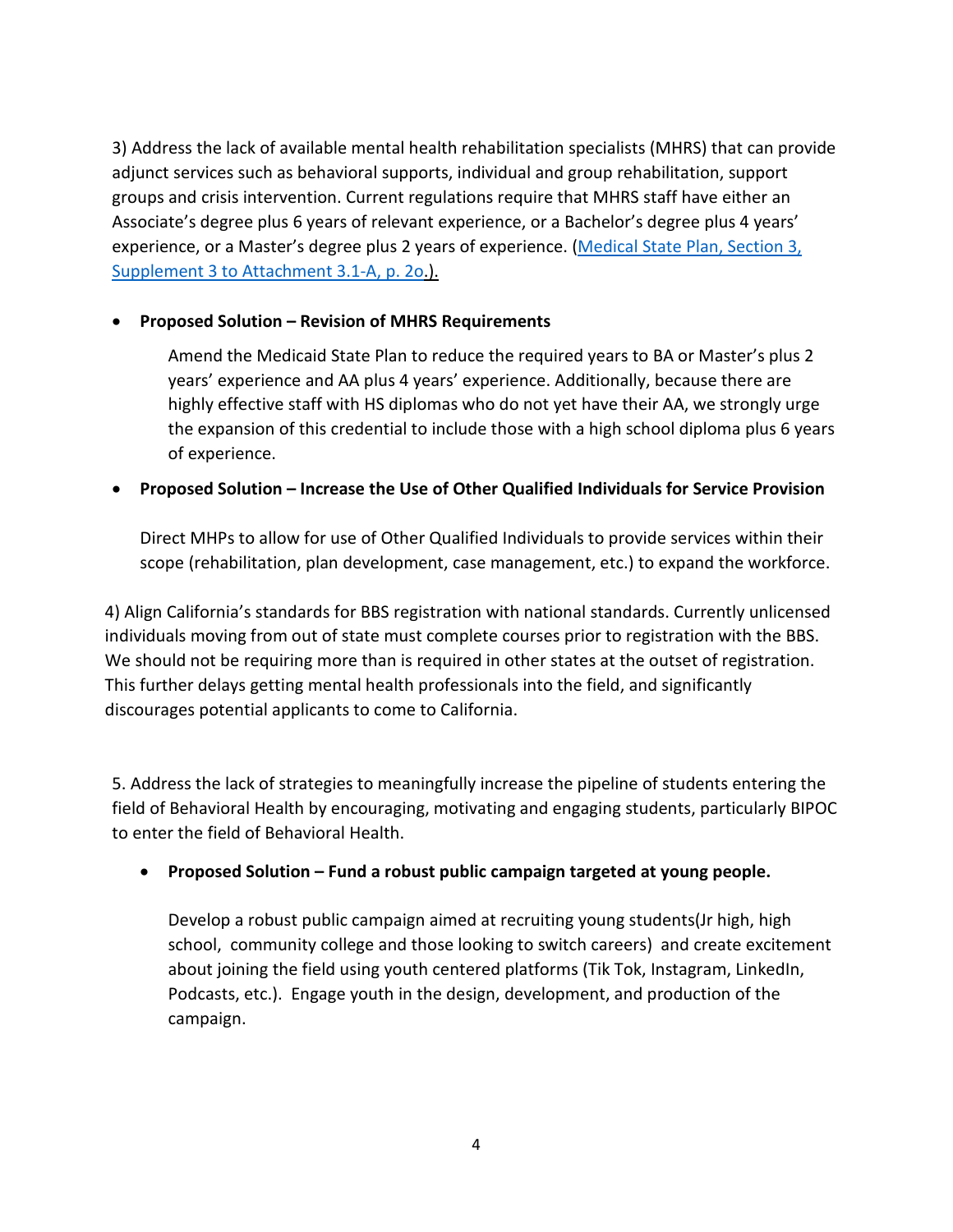3) Address the lack of available mental health rehabilitation specialists (MHRS) that can provide adjunct services such as behavioral supports, individual and group rehabilitation, support groups and crisis intervention. Current regulations require that MHRS staff have either an Associate's degree plus 6 years of relevant experience, or a Bachelor's degree plus 4 years' experience, or a Master's degree plus 2 years of experience. ([Medical State Plan, Section 3, Supplement 3 to Attachment 3.1-A, p. 2o.]()).

- **Proposed Solution – Revision of MHRS Requirements**

  Amend the Medicaid State Plan to reduce the required years to BA or Master's plus 2 years' experience and AA plus 4 years' experience. Additionally, because there are highly effective staff with HS diplomas who do not yet have their AA, we strongly urge the expansion of this credential to include those with a high school diploma plus 6 years of experience.

- **Proposed Solution – Increase the Use of Other Qualified Individuals for Service Provision**

  Direct MHPs to allow for use of Other Qualified Individuals to provide services within their scope (rehabilitation, plan development, case management, etc.) to expand the workforce.

4) Align California's standards for BBS registration with national standards. Currently unlicensed individuals moving from out of state must complete courses prior to registration with the BBS. We should not be requiring more than is required in other states at the outset of registration. This further delays getting mental health professionals into the field, and significantly discourages potential applicants to come to California.

5. Address the lack of strategies to meaningfully increase the pipeline of students entering the field of Behavioral Health by encouraging, motivating and engaging students, particularly BIPOC to enter the field of Behavioral Health.

- **Proposed Solution – Fund a robust public campaign targeted at young people.**

  Develop a robust public campaign aimed at recruiting young students(Jr high, high school, community college and those looking to switch careers) and create excitement about joining the field using youth centered platforms (Tik Tok, Instagram, LinkedIn, Podcasts, etc.). Engage youth in the design, development, and production of the campaign.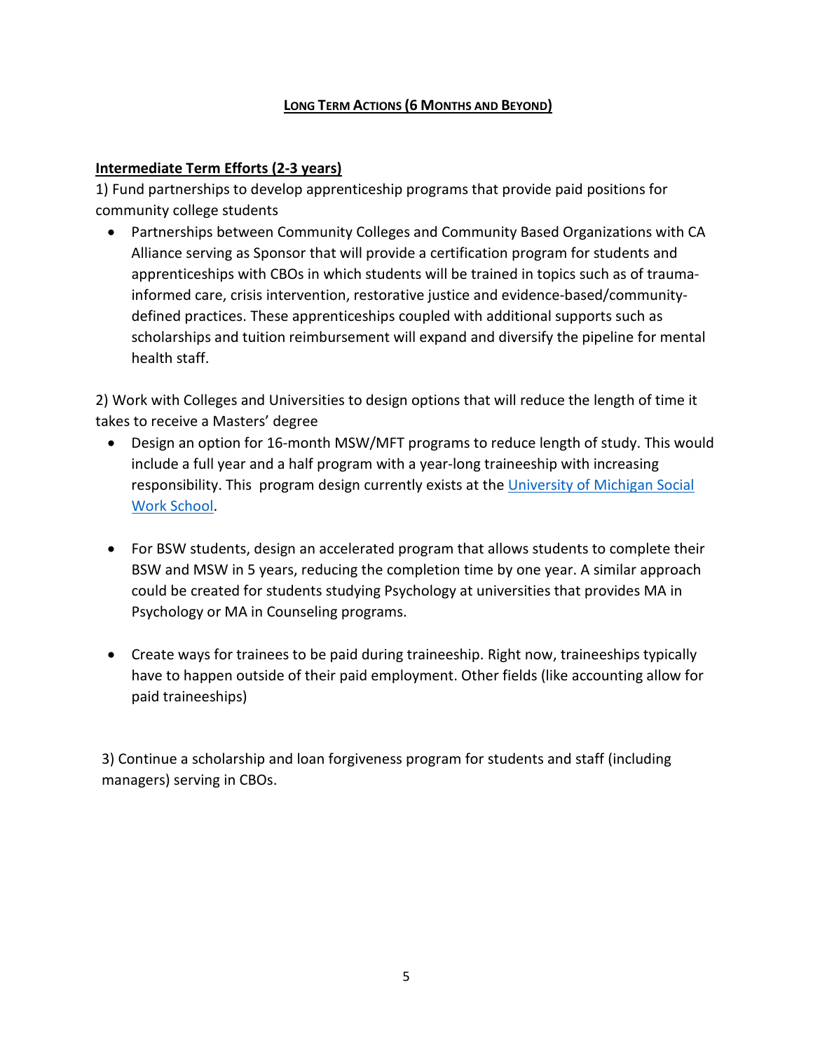## Long Term Actions (6 Months and Beyond)

**Intermediate Term Efforts (2-3 years)**

1) Fund partnerships to develop apprenticeship programs that provide paid positions for community college students

- Partnerships between Community Colleges and Community Based Organizations with CA Alliance serving as Sponsor that will provide a certification program for students and apprenticeships with CBOs in which students will be trained in topics such as of trauma-informed care, crisis intervention, restorative justice and evidence-based/community-defined practices. These apprenticeships coupled with additional supports such as scholarships and tuition reimbursement will expand and diversify the pipeline for mental health staff.

2) Work with Colleges and Universities to design options that will reduce the length of time it takes to receive a Masters' degree

- Design an option for 16-month MSW/MFT programs to reduce length of study. This would include a full year and a half program with a year-long traineeship with increasing responsibility. This program design currently exists at the [University of Michigan Social Work School](#).

- For BSW students, design an accelerated program that allows students to complete their BSW and MSW in 5 years, reducing the completion time by one year. A similar approach could be created for students studying Psychology at universities that provides MA in Psychology or MA in Counseling programs.

- Create ways for trainees to be paid during traineeship. Right now, traineeships typically have to happen outside of their paid employment. Other fields (like accounting allow for paid traineeships)

3) Continue a scholarship and loan forgiveness program for students and staff (including managers) serving in CBOs.